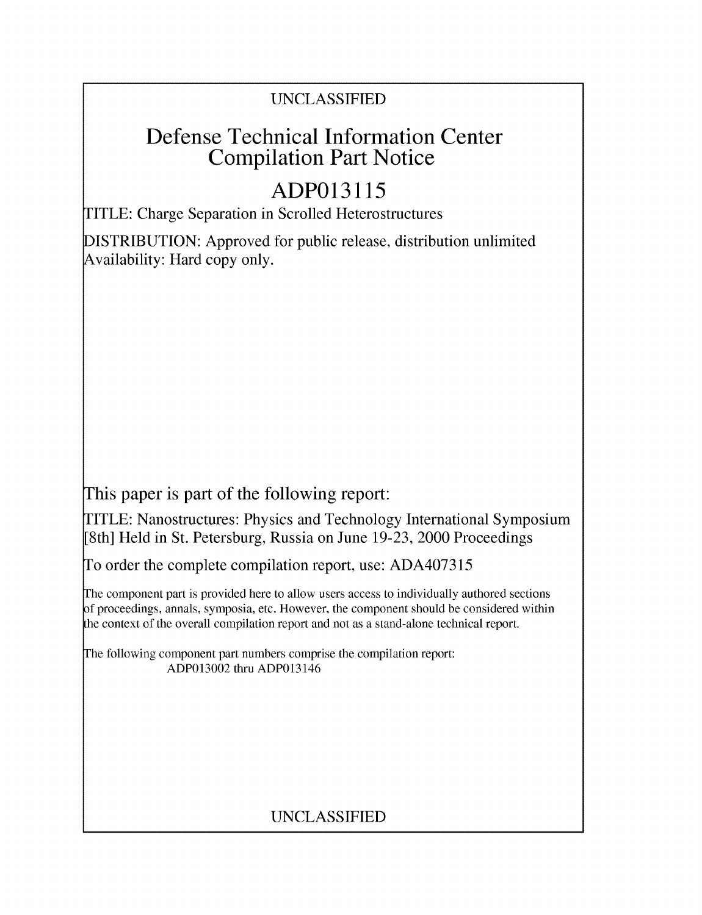UNCLASSIFIED

# Defense Technical Information Center Compilation Part Notice

# ADP013115

TITLE: Charge Separation in Scrolled Heterostructures

DISTRIBUTION: Approved for public release, distribution unlimited
Availability: Hard copy only.

This paper is part of the following report:

TITLE: Nanostructures: Physics and Technology International Symposium [8th] Held in St. Petersburg, Russia on June 19-23, 2000 Proceedings

To order the complete compilation report, use: ADA407315

The component part is provided here to allow users access to individually authored sections of proceedings, annals, symposia, etc. However, the component should be considered within the context of the overall compilation report and not as a stand-alone technical report.

The following component part numbers comprise the compilation report:
ADP013002 thru ADP013146

UNCLASSIFIED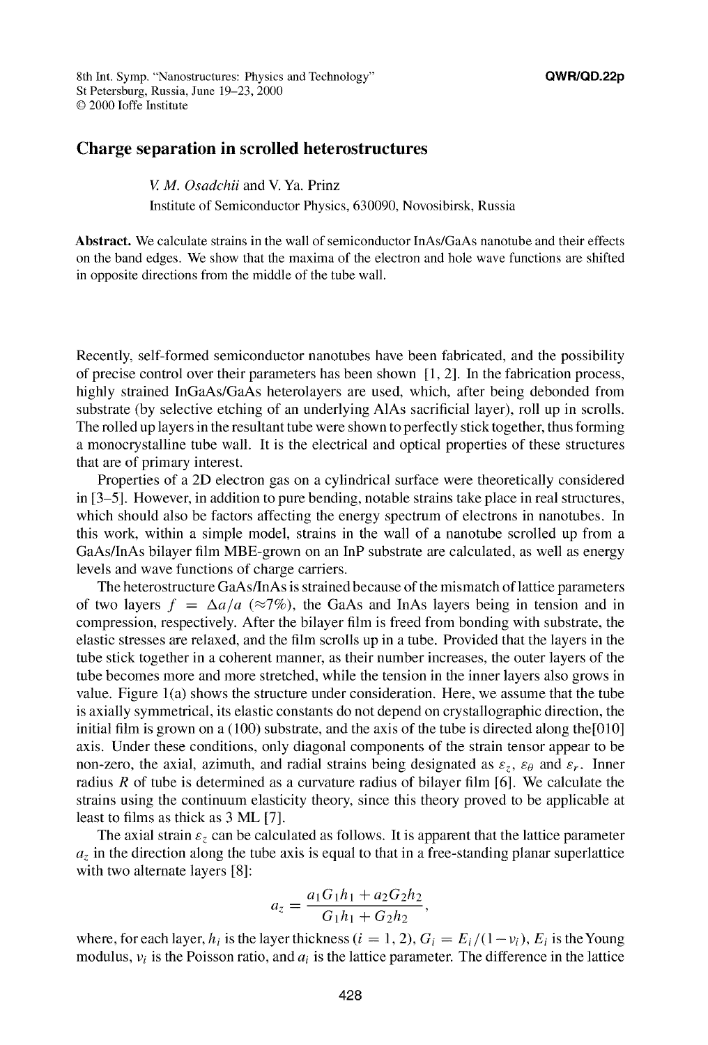# Charge separation in scrolled heterostructures

*V. M. Osadchii* and V. Ya. Prinz
Institute of Semiconductor Physics, 630090, Novosibirsk, Russia

**Abstract.** We calculate strains in the wall of semiconductor InAs/GaAs nanotube and their effects on the band edges. We show that the maxima of the electron and hole wave functions are shifted in opposite directions from the middle of the tube wall.

Recently, self-formed semiconductor nanotubes have been fabricated, and the possibility of precise control over their parameters has been shown [1, 2]. In the fabrication process, highly strained InGaAs/GaAs heterolayers are used, which, after being debonded from substrate (by selective etching of an underlying AlAs sacrificial layer), roll up in scrolls. The rolled up layers in the resultant tube were shown to perfectly stick together, thus forming a monocrystalline tube wall. It is the electrical and optical properties of these structures that are of primary interest.

Properties of a 2D electron gas on a cylindrical surface were theoretically considered in [3–5]. However, in addition to pure bending, notable strains take place in real structures, which should also be factors affecting the energy spectrum of electrons in nanotubes. In this work, within a simple model, strains in the wall of a nanotube scrolled up from a GaAs/InAs bilayer film MBE-grown on an InP substrate are calculated, as well as energy levels and wave functions of charge carriers.

The heterostructure GaAs/InAs is strained because of the mismatch of lattice parameters of two layers $f = \Delta a/a$ ($\approx 7\%$), the GaAs and InAs layers being in tension and in compression, respectively. After the bilayer film is freed from bonding with substrate, the elastic stresses are relaxed, and the film scrolls up in a tube. Provided that the layers in the tube stick together in a coherent manner, as their number increases, the outer layers of the tube becomes more and more stretched, while the tension in the inner layers also grows in value. Figure 1(a) shows the structure under consideration. Here, we assume that the tube is axially symmetrical, its elastic constants do not depend on crystallographic direction, the initial film is grown on a (100) substrate, and the axis of the tube is directed along the[010] axis. Under these conditions, only diagonal components of the strain tensor appear to be non-zero, the axial, azimuth, and radial strains being designated as $\varepsilon_z$, $\varepsilon_\theta$ and $\varepsilon_r$. Inner radius $R$ of tube is determined as a curvature radius of bilayer film [6]. We calculate the strains using the continuum elasticity theory, since this theory proved to be applicable at least to films as thick as 3 ML [7].

The axial strain $\varepsilon_z$ can be calculated as follows. It is apparent that the lattice parameter $a_z$ in the direction along the tube axis is equal to that in a free-standing planar superlattice with two alternate layers [8]:

$$a_z = \frac{a_1 G_1 h_1 + a_2 G_2 h_2}{G_1 h_1 + G_2 h_2},$$

where, for each layer, $h_i$ is the layer thickness ($i = 1, 2$), $G_i = E_i/(1-\nu_i)$, $E_i$ is the Young modulus, $\nu_i$ is the Poisson ratio, and $a_i$ is the lattice parameter. The difference in the lattice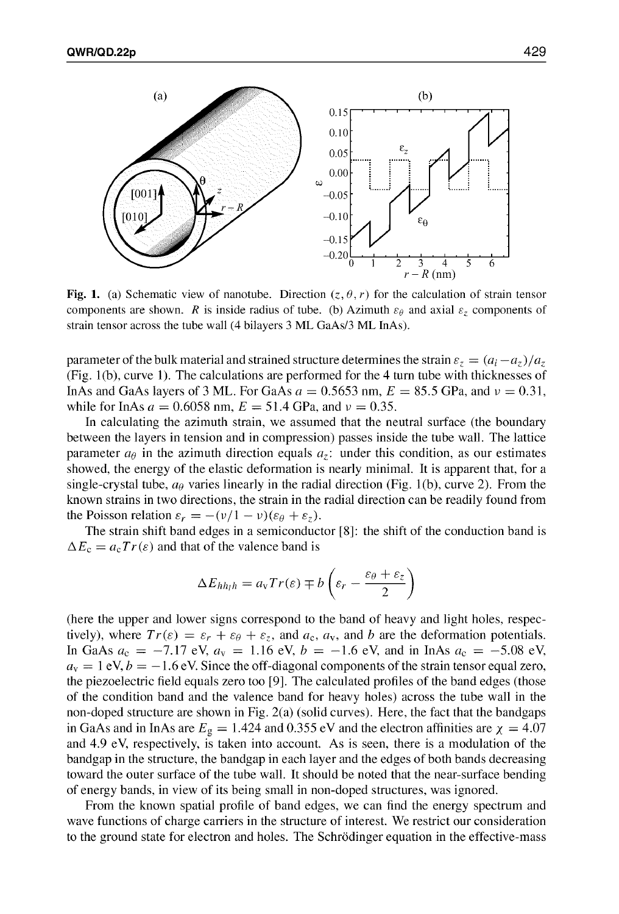**Fig. 1.** (a) Schematic view of nanotube. Direction $(z, \theta, r)$ for the calculation of strain tensor components are shown. $R$ is inside radius of tube. (b) Azimuth $\varepsilon_\theta$ and axial $\varepsilon_z$ components of strain tensor across the tube wall (4 bilayers 3 ML GaAs/3 ML InAs).

parameter of the bulk material and strained structure determines the strain $\varepsilon_z = (a_i - a_z)/a_z$ (Fig. 1(b), curve 1). The calculations are performed for the 4 turn tube with thicknesses of InAs and GaAs layers of 3 ML. For GaAs $a = 0.5653$ nm, $E = 85.5$ GPa, and $\nu = 0.31$, while for InAs $a = 0.6058$ nm, $E = 51.4$ GPa, and $\nu = 0.35$.

In calculating the azimuth strain, we assumed that the neutral surface (the boundary between the layers in tension and in compression) passes inside the tube wall. The lattice parameter $a_\theta$ in the azimuth direction equals $a_z$: under this condition, as our estimates showed, the energy of the elastic deformation is nearly minimal. It is apparent that, for a single-crystal tube, $a_\theta$ varies linearly in the radial direction (Fig. 1(b), curve 2). From the known strains in two directions, the strain in the radial direction can be readily found from the Poisson relation $\varepsilon_r = -(\nu/1 - \nu)(\varepsilon_\theta + \varepsilon_z)$.

The strain shift band edges in a semiconductor [8]: the shift of the conduction band is $\Delta E_c = a_c Tr(\varepsilon)$ and that of the valence band is

$$\Delta E_{hh_l h} = a_v Tr(\varepsilon) \mp b\left(\varepsilon_r - \frac{\varepsilon_\theta + \varepsilon_z}{2}\right)$$

(here the upper and lower signs correspond to the band of heavy and light holes, respectively), where $Tr(\varepsilon) = \varepsilon_r + \varepsilon_\theta + \varepsilon_z$, and $a_c$, $a_v$, and $b$ are the deformation potentials. In GaAs $a_c = -7.17$ eV, $a_v = 1.16$ eV, $b = -1.6$ eV, and in InAs $a_c = -5.08$ eV, $a_v = 1$ eV, $b = -1.6$ eV. Since the off-diagonal components of the strain tensor equal zero, the piezoelectric field equals zero too [9]. The calculated profiles of the band edges (those of the condition band and the valence band for heavy holes) across the tube wall in the non-doped structure are shown in Fig. 2(a) (solid curves). Here, the fact that the bandgaps in GaAs and in InAs are $E_g = 1.424$ and $0.355$ eV and the electron affinities are $\chi = 4.07$ and $4.9$ eV, respectively, is taken into account. As is seen, there is a modulation of the bandgap in the structure, the bandgap in each layer and the edges of both bands decreasing toward the outer surface of the tube wall. It should be noted that the near-surface bending of energy bands, in view of its being small in non-doped structures, was ignored.

From the known spatial profile of band edges, we can find the energy spectrum and wave functions of charge carriers in the structure of interest. We restrict our consideration to the ground state for electron and holes. The Schrödinger equation in the effective-mass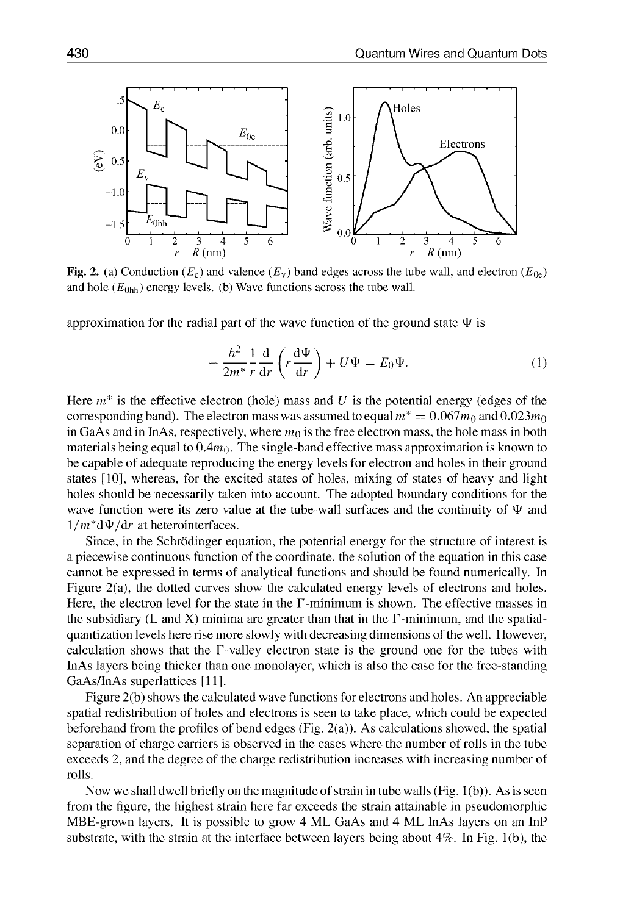Fig. 2. (a) Conduction ($E_c$) and valence ($E_v$) band edges across the tube wall, and electron ($E_{0e}$) and hole ($E_{0hh}$) energy levels. (b) Wave functions across the tube wall.

approximation for the radial part of the wave function of the ground state $\Psi$ is

$$-\frac{\hbar^2}{2m^*}\frac{1}{r}\frac{d}{dr}\left(r\frac{d\Psi}{dr}\right) + U\Psi = E_0\Psi. \tag{1}$$

Here $m^*$ is the effective electron (hole) mass and $U$ is the potential energy (edges of the corresponding band). The electron mass was assumed to equal $m^* = 0.067m_0$ and $0.023m_0$ in GaAs and in InAs, respectively, where $m_0$ is the free electron mass, the hole mass in both materials being equal to $0.4m_0$. The single-band effective mass approximation is known to be capable of adequate reproducing the energy levels for electron and holes in their ground states [10], whereas, for the excited states of holes, mixing of states of heavy and light holes should be necessarily taken into account. The adopted boundary conditions for the wave function were its zero value at the tube-wall surfaces and the continuity of $\Psi$ and $1/m^* d\Psi/dr$ at heterointerfaces.

Since, in the Schrödinger equation, the potential energy for the structure of interest is a piecewise continuous function of the coordinate, the solution of the equation in this case cannot be expressed in terms of analytical functions and should be found numerically. In Figure 2(a), the dotted curves show the calculated energy levels of electrons and holes. Here, the electron level for the state in the Γ-minimum is shown. The effective masses in the subsidiary (L and X) minima are greater than that in the Γ-minimum, and the spatial-quantization levels here rise more slowly with decreasing dimensions of the well. However, calculation shows that the Γ-valley electron state is the ground one for the tubes with InAs layers being thicker than one monolayer, which is also the case for the free-standing GaAs/InAs superlattices [11].

Figure 2(b) shows the calculated wave functions for electrons and holes. An appreciable spatial redistribution of holes and electrons is seen to take place, which could be expected beforehand from the profiles of bend edges (Fig. 2(a)). As calculations showed, the spatial separation of charge carriers is observed in the cases where the number of rolls in the tube exceeds 2, and the degree of the charge redistribution increases with increasing number of rolls.

Now we shall dwell briefly on the magnitude of strain in tube walls (Fig. 1(b)). As is seen from the figure, the highest strain here far exceeds the strain attainable in pseudomorphic MBE-grown layers. It is possible to grow 4 ML GaAs and 4 ML InAs layers on an InP substrate, with the strain at the interface between layers being about 4%. In Fig. 1(b), the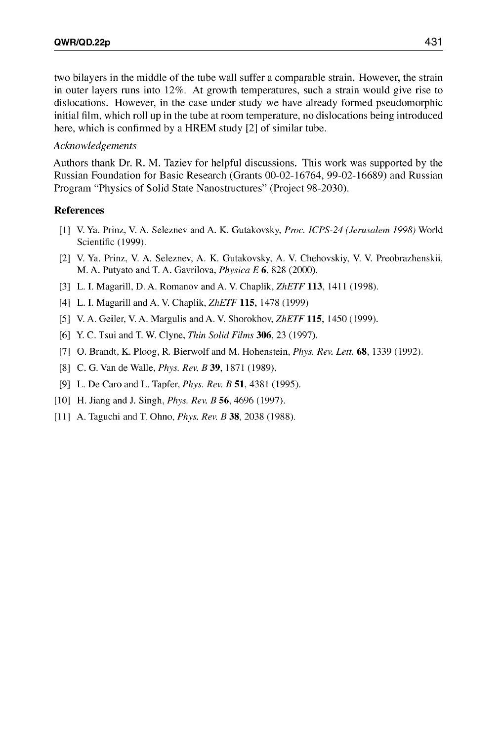two bilayers in the middle of the tube wall suffer a comparable strain. However, the strain in outer layers runs into 12%. At growth temperatures, such a strain would give rise to dislocations. However, in the case under study we have already formed pseudomorphic initial film, which roll up in the tube at room temperature, no dislocations being introduced here, which is confirmed by a HREM study [2] of similar tube.

*Acknowledgements*

Authors thank Dr. R. M. Taziev for helpful discussions. This work was supported by the Russian Foundation for Basic Research (Grants 00-02-16764, 99-02-16689) and Russian Program "Physics of Solid State Nanostructures" (Project 98-2030).

### References

[1] V. Ya. Prinz, V. A. Seleznev and A. K. Gutakovsky, *Proc. ICPS-24 (Jerusalem 1998)* World Scientific (1999).

[2] V. Ya. Prinz, V. A. Seleznev, A. K. Gutakovsky, A. V. Chehovskiy, V. V. Preobrazhenskii, M. A. Putyato and T. A. Gavrilova, *Physica E* **6**, 828 (2000).

[3] L. I. Magarill, D. A. Romanov and A. V. Chaplik, *ZhETF* **113**, 1411 (1998).

[4] L. I. Magarill and A. V. Chaplik, *ZhETF* **115**, 1478 (1999)

[5] V. A. Geiler, V. A. Margulis and A. V. Shorokhov, *ZhETF* **115**, 1450 (1999).

[6] Y. C. Tsui and T. W. Clyne, *Thin Solid Films* **306**, 23 (1997).

[7] O. Brandt, K. Ploog, R. Bierwolf and M. Hohenstein, *Phys. Rev. Lett.* **68**, 1339 (1992).

[8] C. G. Van de Walle, *Phys. Rev. B* **39**, 1871 (1989).

[9] L. De Caro and L. Tapfer, *Phys. Rev. B* **51**, 4381 (1995).

[10] H. Jiang and J. Singh, *Phys. Rev. B* **56**, 4696 (1997).

[11] A. Taguchi and T. Ohno, *Phys. Rev. B* **38**, 2038 (1988).